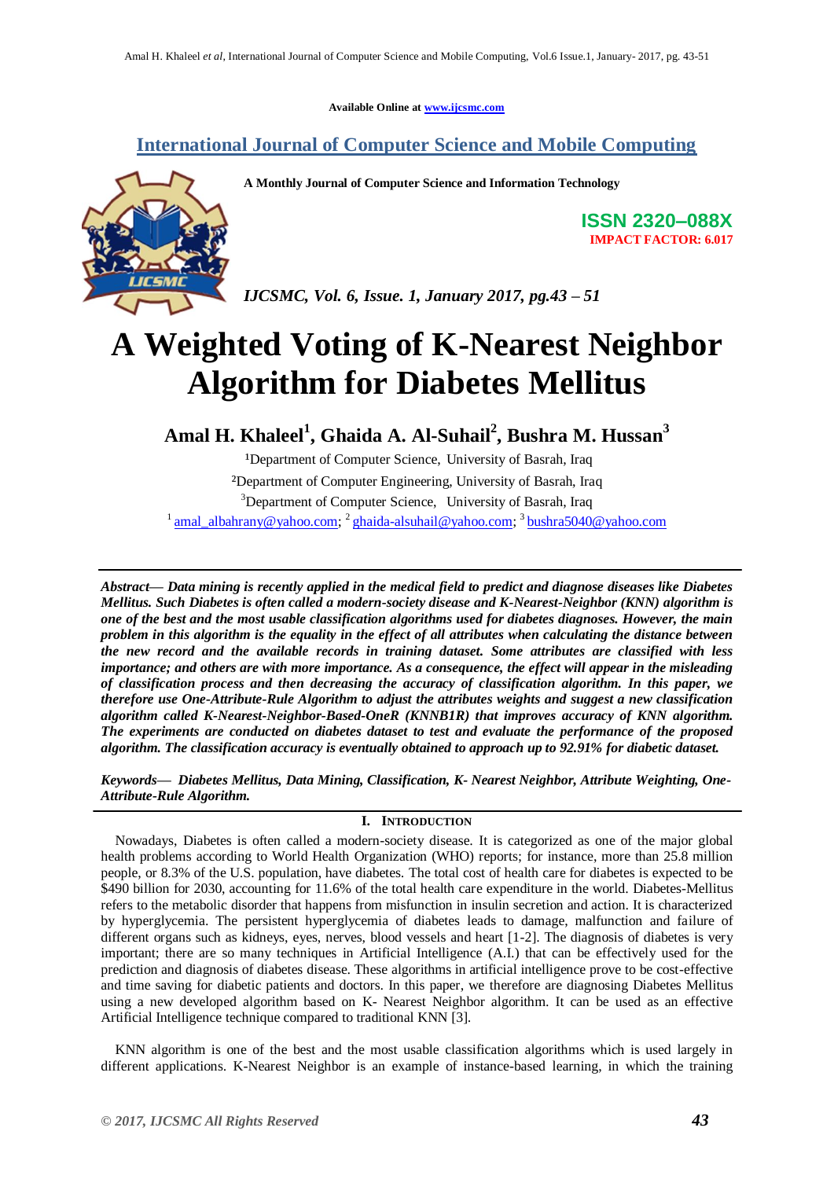Available Online at www.ijcsmc.com

## International Journal of Computer Science and Mobile Computing

**A Monthly Journal of Computer Science and Information Technology**

**ISSN 2320–088X**
**IMPACT FACTOR: 6.017**

*IJCSMC, Vol. 6, Issue. 1, January 2017, pg.43 – 51*

# A Weighted Voting of K-Nearest Neighbor Algorithm for Diabetes Mellitus

**Amal H. Khaleel[1], Ghaida A. Al-Suhail[2], Bushra M. Hussan[3]**

[1]Department of Computer Science, University of Basrah, Iraq
[2]Department of Computer Engineering, University of Basrah, Iraq
[3]Department of Computer Science, University of Basrah, Iraq
[1] amal_albahrany@yahoo.com; [2] ghaida-alsuhail@yahoo.com; [3] bushra5040@yahoo.com

***Abstract— Data mining is recently applied in the medical field to predict and diagnose diseases like Diabetes Mellitus. Such Diabetes is often called a modern-society disease and K-Nearest-Neighbor (KNN) algorithm is one of the best and the most usable classification algorithms used for diabetes diagnoses. However, the main problem in this algorithm is the equality in the effect of all attributes when calculating the distance between the new record and the available records in training dataset. Some attributes are classified with less importance; and others are with more importance. As a consequence, the effect will appear in the misleading of classification process and then decreasing the accuracy of classification algorithm. In this paper, we therefore use One-Attribute-Rule Algorithm to adjust the attributes weights and suggest a new classification algorithm called K-Nearest-Neighbor-Based-OneR (KNNB1R) that improves accuracy of KNN algorithm. The experiments are conducted on diabetes dataset to test and evaluate the performance of the proposed algorithm. The classification accuracy is eventually obtained to approach up to 92.91% for diabetic dataset.***

***Keywords— Diabetes Mellitus, Data Mining, Classification, K- Nearest Neighbor, Attribute Weighting, One-Attribute-Rule Algorithm.***

## I. Introduction

Nowadays, Diabetes is often called a modern-society disease. It is categorized as one of the major global health problems according to World Health Organization (WHO) reports; for instance, more than 25.8 million people, or 8.3% of the U.S. population, have diabetes. The total cost of health care for diabetes is expected to be $490 billion for 2030, accounting for 11.6% of the total health care expenditure in the world. Diabetes-Mellitus refers to the metabolic disorder that happens from misfunction in insulin secretion and action. It is characterized by hyperglycemia. The persistent hyperglycemia of diabetes leads to damage, malfunction and failure of different organs such as kidneys, eyes, nerves, blood vessels and heart [1-2]. The diagnosis of diabetes is very important; there are so many techniques in Artificial Intelligence (A.I.) that can be effectively used for the prediction and diagnosis of diabetes disease. These algorithms in artificial intelligence prove to be cost-effective and time saving for diabetic patients and doctors. In this paper, we therefore are diagnosing Diabetes Mellitus using a new developed algorithm based on K- Nearest Neighbor algorithm. It can be used as an effective Artificial Intelligence technique compared to traditional KNN [3].

KNN algorithm is one of the best and the most usable classification algorithms which is used largely in different applications. K-Nearest Neighbor is an example of instance-based learning, in which the training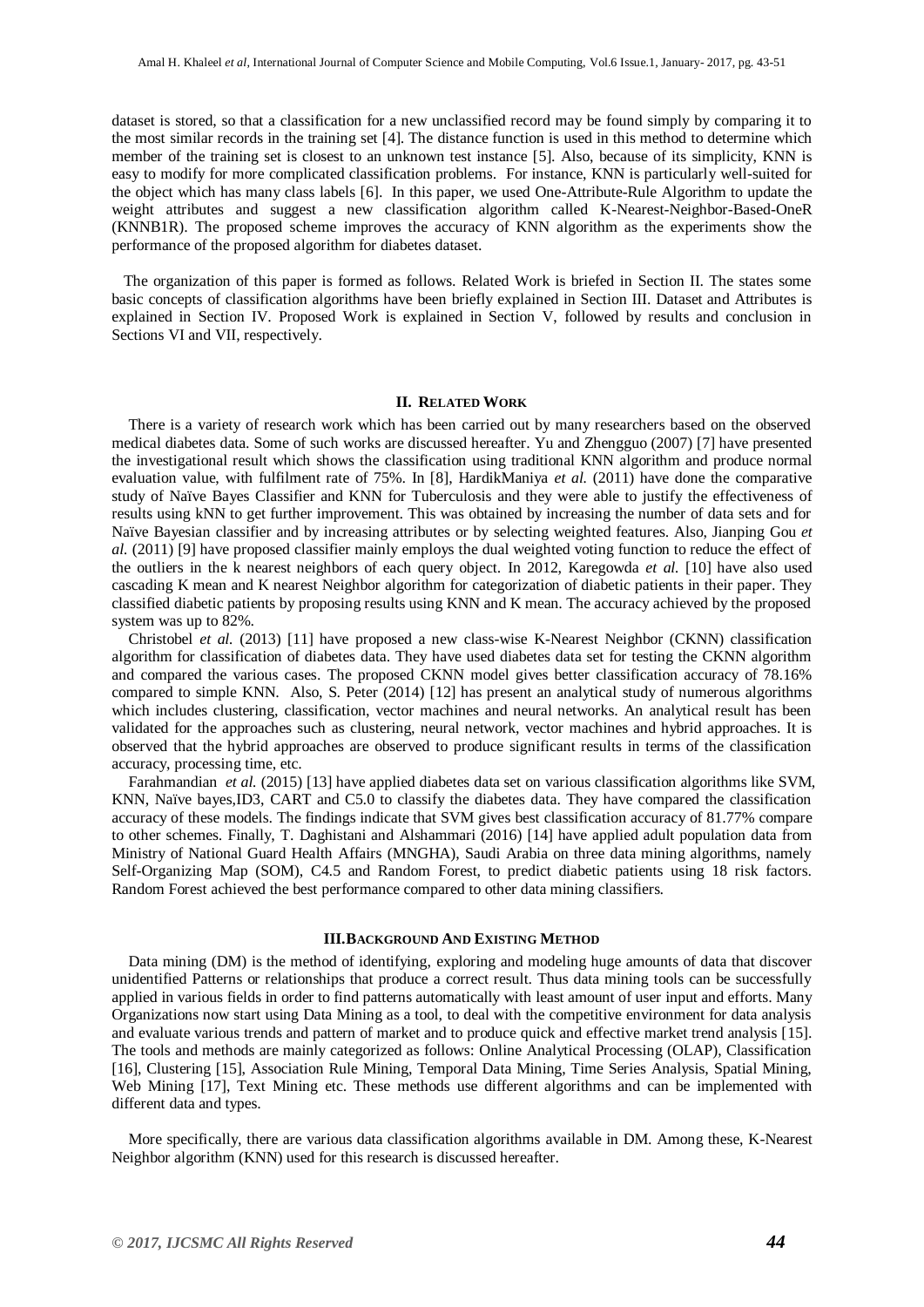dataset is stored, so that a classification for a new unclassified record may be found simply by comparing it to the most similar records in the training set [4]. The distance function is used in this method to determine which member of the training set is closest to an unknown test instance [5]. Also, because of its simplicity, KNN is easy to modify for more complicated classification problems. For instance, KNN is particularly well-suited for the object which has many class labels [6]. In this paper, we used One-Attribute-Rule Algorithm to update the weight attributes and suggest a new classification algorithm called K-Nearest-Neighbor-Based-OneR (KNNB1R). The proposed scheme improves the accuracy of KNN algorithm as the experiments show the performance of the proposed algorithm for diabetes dataset.

The organization of this paper is formed as follows. Related Work is briefed in Section II. The states some basic concepts of classification algorithms have been briefly explained in Section III. Dataset and Attributes is explained in Section IV. Proposed Work is explained in Section V, followed by results and conclusion in Sections VI and VII, respectively.

## II. Related Work

There is a variety of research work which has been carried out by many researchers based on the observed medical diabetes data. Some of such works are discussed hereafter. Yu and Zhengguo (2007) [7] have presented the investigational result which shows the classification using traditional KNN algorithm and produce normal evaluation value, with fulfilment rate of 75%. In [8], HardikManiya *et al.* (2011) have done the comparative study of Naïve Bayes Classifier and KNN for Tuberculosis and they were able to justify the effectiveness of results using kNN to get further improvement. This was obtained by increasing the number of data sets and for Naïve Bayesian classifier and by increasing attributes or by selecting weighted features. Also, Jianping Gou *et al.* (2011) [9] have proposed classifier mainly employs the dual weighted voting function to reduce the effect of the outliers in the k nearest neighbors of each query object. In 2012, Karegowda *et al.* [10] have also used cascading K mean and K nearest Neighbor algorithm for categorization of diabetic patients in their paper. They classified diabetic patients by proposing results using KNN and K mean. The accuracy achieved by the proposed system was up to 82%.

Christobel *et al.* (2013) [11] have proposed a new class-wise K-Nearest Neighbor (CKNN) classification algorithm for classification of diabetes data. They have used diabetes data set for testing the CKNN algorithm and compared the various cases. The proposed CKNN model gives better classification accuracy of 78.16% compared to simple KNN. Also, S. Peter (2014) [12] has present an analytical study of numerous algorithms which includes clustering, classification, vector machines and neural networks. An analytical result has been validated for the approaches such as clustering, neural network, vector machines and hybrid approaches. It is observed that the hybrid approaches are observed to produce significant results in terms of the classification accuracy, processing time, etc.

Farahmandian *et al.* (2015) [13] have applied diabetes data set on various classification algorithms like SVM, KNN, Naïve bayes,ID3, CART and C5.0 to classify the diabetes data. They have compared the classification accuracy of these models. The findings indicate that SVM gives best classification accuracy of 81.77% compare to other schemes. Finally, T. Daghistani and Alshammari (2016) [14] have applied adult population data from Ministry of National Guard Health Affairs (MNGHA), Saudi Arabia on three data mining algorithms, namely Self-Organizing Map (SOM), C4.5 and Random Forest, to predict diabetic patients using 18 risk factors. Random Forest achieved the best performance compared to other data mining classifiers.

## III. Background And Existing Method

Data mining (DM) is the method of identifying, exploring and modeling huge amounts of data that discover unidentified Patterns or relationships that produce a correct result. Thus data mining tools can be successfully applied in various fields in order to find patterns automatically with least amount of user input and efforts. Many Organizations now start using Data Mining as a tool, to deal with the competitive environment for data analysis and evaluate various trends and pattern of market and to produce quick and effective market trend analysis [15]. The tools and methods are mainly categorized as follows: Online Analytical Processing (OLAP), Classification [16], Clustering [15], Association Rule Mining, Temporal Data Mining, Time Series Analysis, Spatial Mining, Web Mining [17], Text Mining etc. These methods use different algorithms and can be implemented with different data and types.

More specifically, there are various data classification algorithms available in DM. Among these, K-Nearest Neighbor algorithm (KNN) used for this research is discussed hereafter.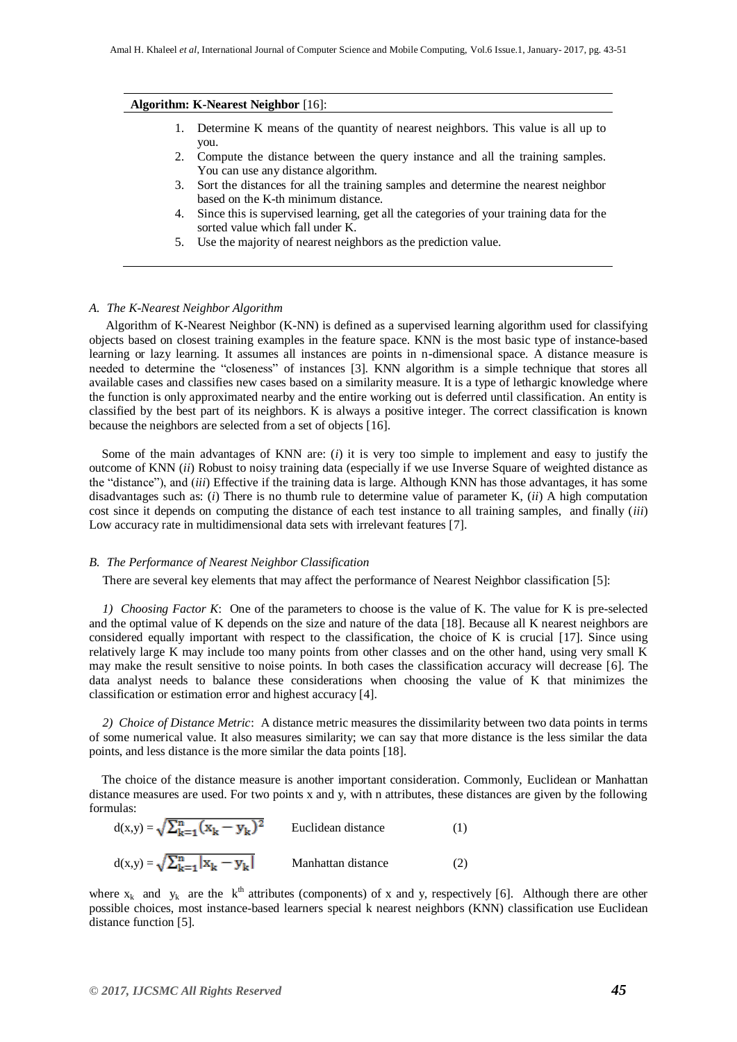**Algorithm: K-Nearest Neighbor** [16]:

1. Determine K means of the quantity of nearest neighbors. This value is all up to you.
2. Compute the distance between the query instance and all the training samples. You can use any distance algorithm.
3. Sort the distances for all the training samples and determine the nearest neighbor based on the K-th minimum distance.
4. Since this is supervised learning, get all the categories of your training data for the sorted value which fall under K.
5. Use the majority of nearest neighbors as the prediction value.

### *A. The K-Nearest Neighbor Algorithm*

Algorithm of K-Nearest Neighbor (K-NN) is defined as a supervised learning algorithm used for classifying objects based on closest training examples in the feature space. KNN is the most basic type of instance-based learning or lazy learning. It assumes all instances are points in n-dimensional space. A distance measure is needed to determine the "closeness" of instances [3]. KNN algorithm is a simple technique that stores all available cases and classifies new cases based on a similarity measure. It is a type of lethargic knowledge where the function is only approximated nearby and the entire working out is deferred until classification. An entity is classified by the best part of its neighbors. K is always a positive integer. The correct classification is known because the neighbors are selected from a set of objects [16].

Some of the main advantages of KNN are: (*i*) it is very too simple to implement and easy to justify the outcome of KNN (*ii*) Robust to noisy training data (especially if we use Inverse Square of weighted distance as the "distance"), and (*iii*) Effective if the training data is large. Although KNN has those advantages, it has some disadvantages such as: (*i*) There is no thumb rule to determine value of parameter K, (*ii*) A high computation cost since it depends on computing the distance of each test instance to all training samples, and finally (*iii*) Low accuracy rate in multidimensional data sets with irrelevant features [7].

### *B. The Performance of Nearest Neighbor Classification*

There are several key elements that may affect the performance of Nearest Neighbor classification [5]:

*1) Choosing Factor K*: One of the parameters to choose is the value of K. The value for K is pre-selected and the optimal value of K depends on the size and nature of the data [18]. Because all K nearest neighbors are considered equally important with respect to the classification, the choice of K is crucial [17]. Since using relatively large K may include too many points from other classes and on the other hand, using very small K may make the result sensitive to noise points. In both cases the classification accuracy will decrease [6]. The data analyst needs to balance these considerations when choosing the value of K that minimizes the classification or estimation error and highest accuracy [4].

*2) Choice of Distance Metric*: A distance metric measures the dissimilarity between two data points in terms of some numerical value. It also measures similarity; we can say that more distance is the less similar the data points, and less distance is the more similar the data points [18].

The choice of the distance measure is another important consideration. Commonly, Euclidean or Manhattan distance measures are used. For two points x and y, with n attributes, these distances are given by the following formulas:

$$d(x,y) = \sqrt{\sum_{k=1}^{n}(x_k - y_k)^2} \qquad \text{Euclidean distance} \qquad (1)$$

$$d(x,y) = \sqrt{\sum_{k=1}^{n}|x_k - y_k|} \qquad \text{Manhattan distance} \qquad (2)$$

where $x_k$ and $y_k$ are the $k^{th}$ attributes (components) of x and y, respectively [6]. Although there are other possible choices, most instance-based learners special k nearest neighbors (KNN) classification use Euclidean distance function [5].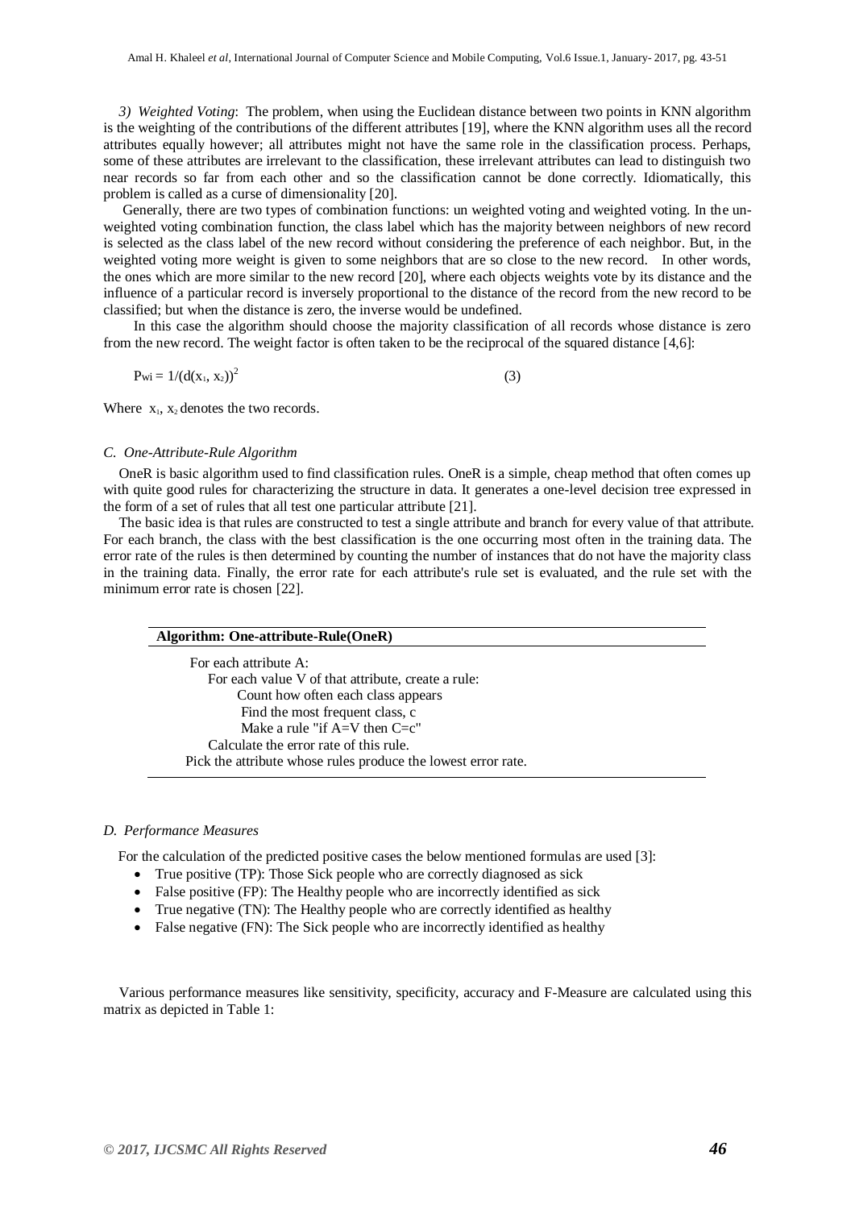*3) Weighted Voting*: The problem, when using the Euclidean distance between two points in KNN algorithm is the weighting of the contributions of the different attributes [19], where the KNN algorithm uses all the record attributes equally however; all attributes might not have the same role in the classification process. Perhaps, some of these attributes are irrelevant to the classification, these irrelevant attributes can lead to distinguish two near records so far from each other and so the classification cannot be done correctly. Idiomatically, this problem is called as a curse of dimensionality [20].

Generally, there are two types of combination functions: un weighted voting and weighted voting. In the un-weighted voting combination function, the class label which has the majority between neighbors of new record is selected as the class label of the new record without considering the preference of each neighbor. But, in the weighted voting more weight is given to some neighbors that are so close to the new record. In other words, the ones which are more similar to the new record [20], where each objects weights vote by its distance and the influence of a particular record is inversely proportional to the distance of the record from the new record to be classified; but when the distance is zero, the inverse would be undefined.

In this case the algorithm should choose the majority classification of all records whose distance is zero from the new record. The weight factor is often taken to be the reciprocal of the squared distance [4,6]:

$$P_{wi} = 1/(d(x_1, x_2))^2 \quad (3)$$

Where $x_1$, $x_2$ denotes the two records.

### C. One-Attribute-Rule Algorithm

OneR is basic algorithm used to find classification rules. OneR is a simple, cheap method that often comes up with quite good rules for characterizing the structure in data. It generates a one-level decision tree expressed in the form of a set of rules that all test one particular attribute [21].

The basic idea is that rules are constructed to test a single attribute and branch for every value of that attribute. For each branch, the class with the best classification is the one occurring most often in the training data. The error rate of the rules is then determined by counting the number of instances that do not have the majority class in the training data. Finally, the error rate for each attribute's rule set is evaluated, and the rule set with the minimum error rate is chosen [22].

**Algorithm: One-attribute-Rule(OneR)**

```
For each attribute A:
    For each value V of that attribute, create a rule:
        Count how often each class appears
        Find the most frequent class, c
        Make a rule "if A=V then C=c"
    Calculate the error rate of this rule.
Pick the attribute whose rules produce the lowest error rate.
```

### D. Performance Measures

For the calculation of the predicted positive cases the below mentioned formulas are used [3]:

- True positive (TP): Those Sick people who are correctly diagnosed as sick
- False positive (FP): The Healthy people who are incorrectly identified as sick
- True negative (TN): The Healthy people who are correctly identified as healthy
- False negative (FN): The Sick people who are incorrectly identified as healthy

Various performance measures like sensitivity, specificity, accuracy and F-Measure are calculated using this matrix as depicted in Table 1: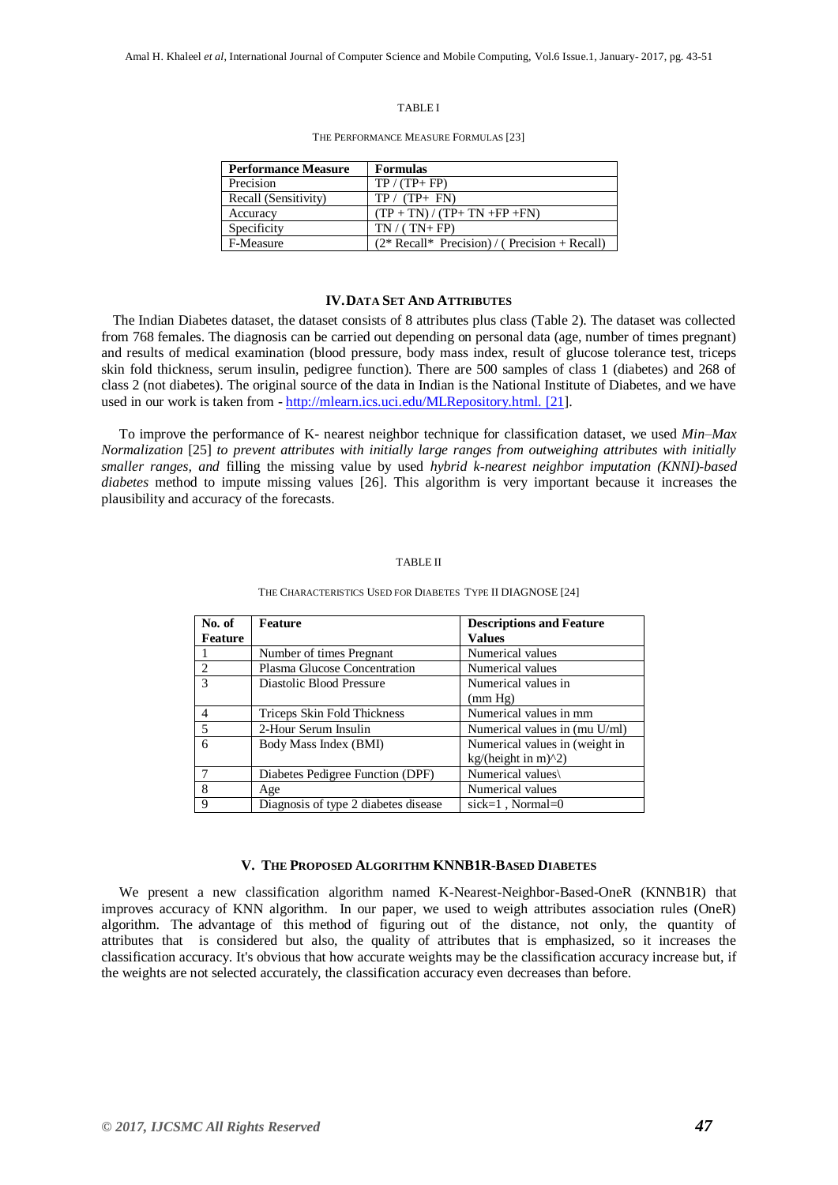TABLE I

THE PERFORMANCE MEASURE FORMULAS [23]

| Performance Measure | Formulas |
|---|---|
| Precision | TP / (TP+ FP) |
| Recall (Sensitivity) | TP / (TP+ FN) |
| Accuracy | (TP + TN) / (TP+ TN +FP +FN) |
| Specificity | TN / ( TN+ FP) |
| F-Measure | (2* Recall* Precision) / ( Precision + Recall) |

## IV. DATA SET AND ATTRIBUTES

The Indian Diabetes dataset, the dataset consists of 8 attributes plus class (Table 2). The dataset was collected from 768 females. The diagnosis can be carried out depending on personal data (age, number of times pregnant) and results of medical examination (blood pressure, body mass index, result of glucose tolerance test, triceps skin fold thickness, serum insulin, pedigree function). There are 500 samples of class 1 (diabetes) and 268 of class 2 (not diabetes). The original source of the data in Indian is the National Institute of Diabetes, and we have used in our work is taken from - http://mlearn.ics.uci.edu/MLRepository.html. [21].

To improve the performance of K- nearest neighbor technique for classification dataset, we used *Min–Max Normalization* [25] *to prevent attributes with initially large ranges from outweighing attributes with initially smaller ranges, and* filling the missing value by used *hybrid k-nearest neighbor imputation (KNNI)-based diabetes* method to impute missing values [26]. This algorithm is very important because it increases the plausibility and accuracy of the forecasts.

TABLE II

THE CHARACTERISTICS USED FOR DIABETES TYPE II DIAGNOSE [24]

| No. of Feature | Feature | Descriptions and Feature Values |
|---|---|---|
| 1 | Number of times Pregnant | Numerical values |
| 2 | Plasma Glucose Concentration | Numerical values |
| 3 | Diastolic Blood Pressure | Numerical values in (mm Hg) |
| 4 | Triceps Skin Fold Thickness | Numerical values in mm |
| 5 | 2-Hour Serum Insulin | Numerical values in (mu U/ml) |
| 6 | Body Mass Index (BMI) | Numerical values in (weight in kg/(height in m)^2) |
| 7 | Diabetes Pedigree Function (DPF) | Numerical values\ |
| 8 | Age | Numerical values |
| 9 | Diagnosis of type 2 diabetes disease | sick=1 , Normal=0 |

## V. THE PROPOSED ALGORITHM KNNB1R-BASED DIABETES

We present a new classification algorithm named K-Nearest-Neighbor-Based-OneR (KNNB1R) that improves accuracy of KNN algorithm. In our paper, we used to weigh attributes association rules (OneR) algorithm. The advantage of this method of figuring out of the distance, not only, the quantity of attributes that is considered but also, the quality of attributes that is emphasized, so it increases the classification accuracy. It's obvious that how accurate weights may be the classification accuracy increase but, if the weights are not selected accurately, the classification accuracy even decreases than before.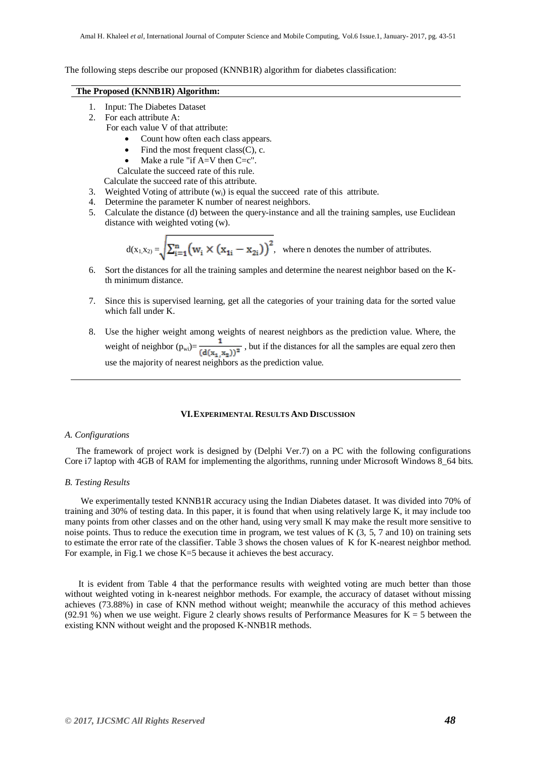The following steps describe our proposed (KNNB1R) algorithm for diabetes classification:

**The Proposed (KNNB1R) Algorithm:**

1. Input: The Diabetes Dataset
2. For each attribute A:
   
   For each value V of that attribute:
   - Count how often each class appears.
   - Find the most frequent class(C), c.
   - Make a rule "if A=V then C=c".
   
   Calculate the succeed rate of this rule.
   
   Calculate the succeed rate of this attribute.
3. Weighted Voting of attribute ($w_i$) is equal the succeed rate of this attribute.
4. Determine the parameter K number of nearest neighbors.
5. Calculate the distance (d) between the query-instance and all the training samples, use Euclidean distance with weighted voting (w).

   $$d(x_1, x_2) = \sqrt{\sum_{i=1}^{n} \left(w_i \times (x_{1i} - x_{2i})\right)^2},$$ where n denotes the number of attributes.

6. Sort the distances for all the training samples and determine the nearest neighbor based on the K-th minimum distance.
7. Since this is supervised learning, get all the categories of your training data for the sorted value which fall under K.
8. Use the higher weight among weights of nearest neighbors as the prediction value. Where, the weight of neighbor ($p_{wi}$)= $\frac{1}{(d(x_1, x_2))^2}$ , but if the distances for all the samples are equal zero then use the majority of nearest neighbors as the prediction value.

## VI. Experimental Results And Discussion

### *A. Configurations*

The framework of project work is designed by (Delphi Ver.7) on a PC with the following configurations Core i7 laptop with 4GB of RAM for implementing the algorithms, running under Microsoft Windows 8_64 bits.

### *B. Testing Results*

We experimentally tested KNNB1R accuracy using the Indian Diabetes dataset. It was divided into 70% of training and 30% of testing data. In this paper, it is found that when using relatively large K, it may include too many points from other classes and on the other hand, using very small K may make the result more sensitive to noise points. Thus to reduce the execution time in program, we test values of K (3, 5, 7 and 10) on training sets to estimate the error rate of the classifier. Table 3 shows the chosen values of K for K-nearest neighbor method. For example, in Fig.1 we chose K=5 because it achieves the best accuracy.

It is evident from Table 4 that the performance results with weighted voting are much better than those without weighted voting in k-nearest neighbor methods. For example, the accuracy of dataset without missing achieves (73.88%) in case of KNN method without weight; meanwhile the accuracy of this method achieves (92.91 %) when we use weight. Figure 2 clearly shows results of Performance Measures for K = 5 between the existing KNN without weight and the proposed K-NNB1R methods.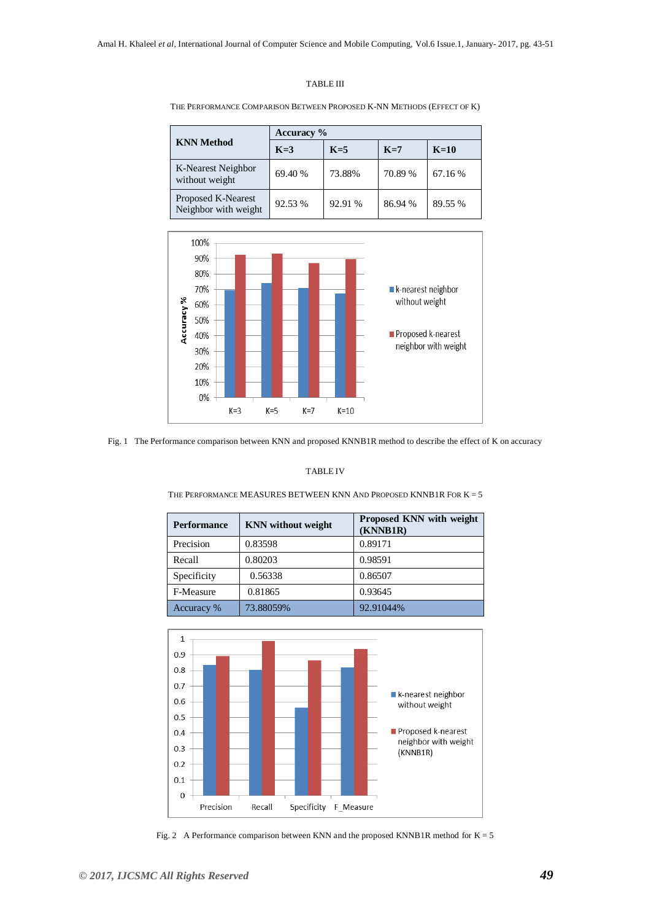TABLE III

THE PERFORMANCE COMPARISON BETWEEN PROPOSED K-NN METHODS (EFFECT OF K)

| KNN Method | Accuracy % | | | |
|---|---|---|---|---|
| | K=3 | K=5 | K=7 | K=10 |
| K-Nearest Neighbor without weight | 69.40 % | 73.88% | 70.89 % | 67.16 % |
| Proposed K-Nearest Neighbor with weight | 92.53 % | 92.91 % | 86.94 % | 89.55 % |

Fig. 1 The Performance comparison between KNN and proposed KNNB1R method to describe the effect of K on accuracy

TABLE IV

THE PERFORMANCE MEASURES BETWEEN KNN AND PROPOSED KNNB1R FOR K = 5

| Performance | KNN without weight | Proposed KNN with weight (KNNB1R) |
|---|---|---|
| Precision | 0.83598 | 0.89171 |
| Recall | 0.80203 | 0.98591 |
| Specificity | 0.56338 | 0.86507 |
| F-Measure | 0.81865 | 0.93645 |
| Accuracy % | 73.88059% | 92.91044% |

Fig. 2 A Performance comparison between KNN and the proposed KNNB1R method for K = 5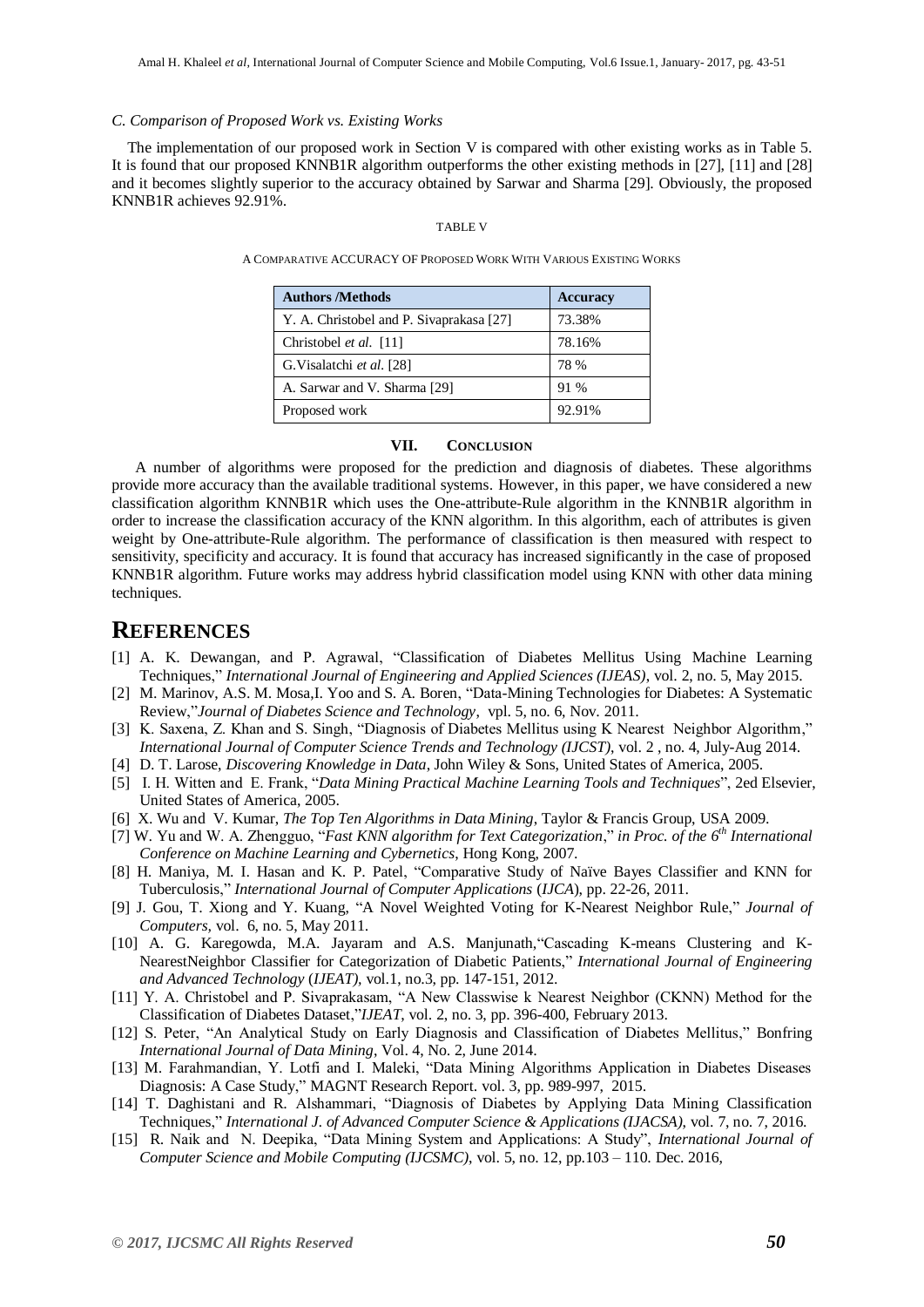### C. Comparison of Proposed Work vs. Existing Works

The implementation of our proposed work in Section V is compared with other existing works as in Table 5. It is found that our proposed KNNB1R algorithm outperforms the other existing methods in [27], [11] and [28] and it becomes slightly superior to the accuracy obtained by Sarwar and Sharma [29]. Obviously, the proposed KNNB1R achieves 92.91%.

TABLE V

A COMPARATIVE ACCURACY OF PROPOSED WORK WITH VARIOUS EXISTING WORKS

| Authors /Methods | Accuracy |
|---|---|
| Y. A. Christobel and P. Sivaprakasa [27] | 73.38% |
| Christobel *et al.* [11] | 78.16% |
| G.Visalatchi *et al.* [28] | 78 % |
| A. Sarwar and V. Sharma [29] | 91 % |
| Proposed work | 92.91% |

## VII. CONCLUSION

A number of algorithms were proposed for the prediction and diagnosis of diabetes. These algorithms provide more accuracy than the available traditional systems. However, in this paper, we have considered a new classification algorithm KNNB1R which uses the One-attribute-Rule algorithm in the KNNB1R algorithm in order to increase the classification accuracy of the KNN algorithm. In this algorithm, each of attributes is given weight by One-attribute-Rule algorithm. The performance of classification is then measured with respect to sensitivity, specificity and accuracy. It is found that accuracy has increased significantly in the case of proposed KNNB1R algorithm. Future works may address hybrid classification model using KNN with other data mining techniques.

# REFERENCES

[1] A. K. Dewangan, and P. Agrawal, "Classification of Diabetes Mellitus Using Machine Learning Techniques," *International Journal of Engineering and Applied Sciences (IJEAS)*, vol. 2, no. 5, May 2015.

[2] M. Marinov, A.S. M. Mosa,I. Yoo and S. A. Boren, "Data-Mining Technologies for Diabetes: A Systematic Review,"*Journal of Diabetes Science and Technology*, vpl. 5, no. 6, Nov. 2011.

[3] K. Saxena, Z. Khan and S. Singh, "Diagnosis of Diabetes Mellitus using K Nearest Neighbor Algorithm," *International Journal of Computer Science Trends and Technology (IJCST)*, vol. 2 , no. 4, July-Aug 2014.

[4] D. T. Larose, *Discovering Knowledge in Data*, John Wiley & Sons, United States of America, 2005.

[5] I. H. Witten and E. Frank, "*Data Mining Practical Machine Learning Tools and Techniques*", 2ed Elsevier, United States of America, 2005.

[6] X. Wu and V. Kumar, *The Top Ten Algorithms in Data Mining*, Taylor & Francis Group, USA 2009.

[7] W. Yu and W. A. Zhengguo, "*Fast KNN algorithm for Text Categorization*," *in Proc. of the 6th International Conference on Machine Learning and Cybernetics*, Hong Kong, 2007.

[8] H. Maniya, M. I. Hasan and K. P. Patel, "Comparative Study of Naïve Bayes Classifier and KNN for Tuberculosis," *International Journal of Computer Applications* (*IJCA*), pp. 22-26, 2011.

[9] J. Gou, T. Xiong and Y. Kuang, "A Novel Weighted Voting for K-Nearest Neighbor Rule," *Journal of Computers,* vol. 6, no. 5, May 2011.

[10] A. G. Karegowda, M.A. Jayaram and A.S. Manjunath,"Cascading K-means Clustering and K-NearestNeighbor Classifier for Categorization of Diabetic Patients," *International Journal of Engineering and Advanced Technology* (*IJEAT),* vol.1, no.3, pp. 147-151, 2012.

[11] Y. A. Christobel and P. Sivaprakasam, "A New Classwise k Nearest Neighbor (CKNN) Method for the Classification of Diabetes Dataset,"*IJEAT*, vol. 2, no. 3, pp. 396-400, February 2013.

[12] S. Peter, "An Analytical Study on Early Diagnosis and Classification of Diabetes Mellitus," Bonfring *International Journal of Data Mining*, Vol. 4, No. 2, June 2014.

[13] M. Farahmandian, Y. Lotfi and I. Maleki, "Data Mining Algorithms Application in Diabetes Diseases Diagnosis: A Case Study," MAGNT Research Report. vol. 3, pp. 989-997, 2015.

[14] T. Daghistani and R. Alshammari, "Diagnosis of Diabetes by Applying Data Mining Classification Techniques," *International J. of Advanced Computer Science & Applications (IJACSA)*, vol. 7, no. 7, 2016.

[15] R. Naik and N. Deepika, "Data Mining System and Applications: A Study", *International Journal of Computer Science and Mobile Computing (IJCSMC)*, vol. 5, no. 12, pp.103 – 110. Dec. 2016,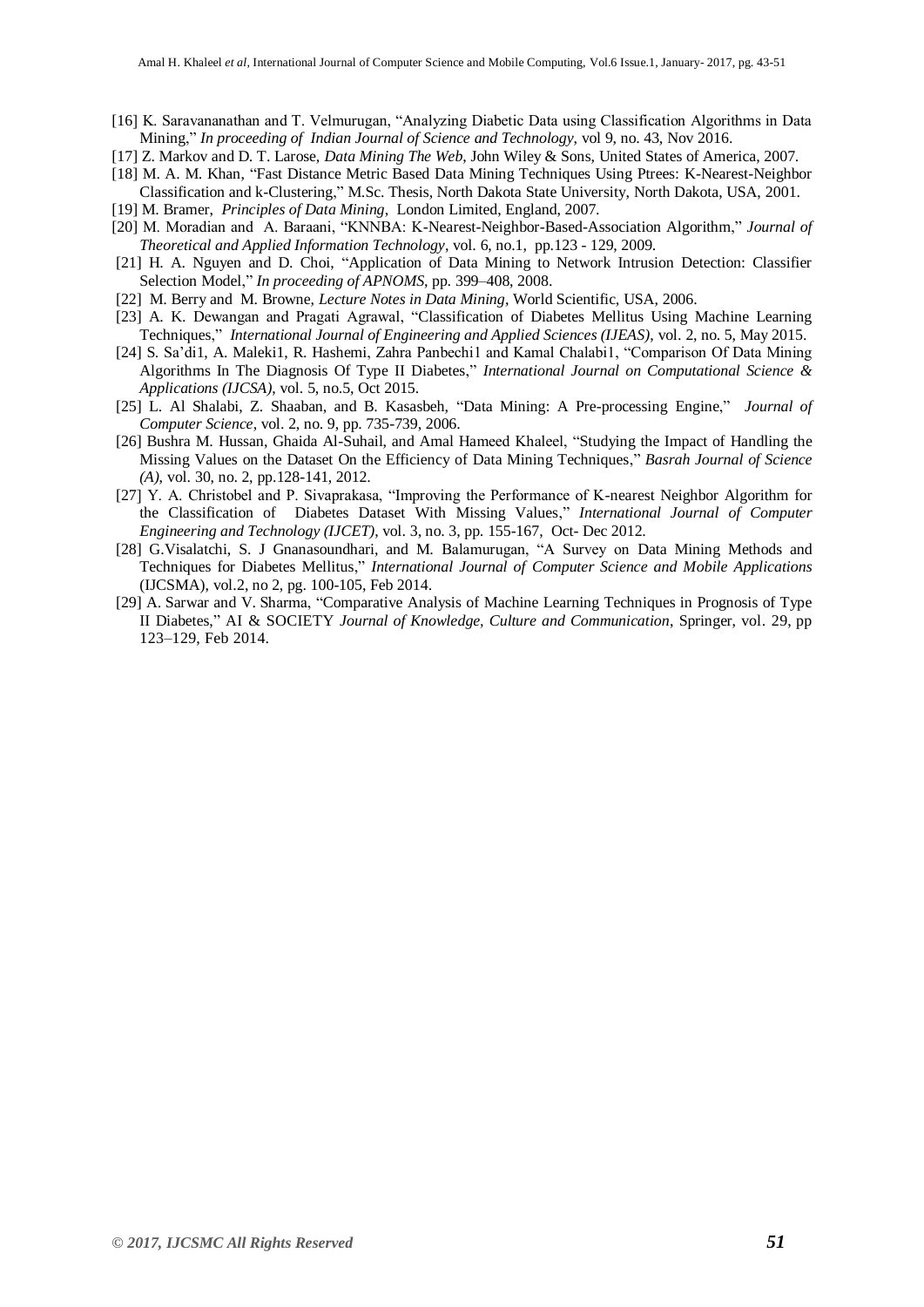[16] K. Saravananathan and T. Velmurugan, "Analyzing Diabetic Data using Classification Algorithms in Data Mining," *In proceeding of Indian Journal of Science and Technology*, vol 9, no. 43, Nov 2016.

[17] Z. Markov and D. T. Larose, *Data Mining The Web*, John Wiley & Sons, United States of America, 2007.

[18] M. A. M. Khan, "Fast Distance Metric Based Data Mining Techniques Using Ptrees: K-Nearest-Neighbor Classification and k-Clustering," M.Sc. Thesis, North Dakota State University, North Dakota, USA, 2001.

[19] M. Bramer, *Principles of Data Mining*, London Limited, England, 2007.

[20] M. Moradian and A. Baraani, "KNNBA: K-Nearest-Neighbor-Based-Association Algorithm," *Journal of Theoretical and Applied Information Technology*, vol. 6, no.1, pp.123 - 129, 2009.

[21] H. A. Nguyen and D. Choi, "Application of Data Mining to Network Intrusion Detection: Classifier Selection Model," *In proceeding of APNOMS*, pp. 399–408, 2008.

[22] M. Berry and M. Browne, *Lecture Notes in Data Mining*, World Scientific, USA, 2006.

[23] A. K. Dewangan and Pragati Agrawal, "Classification of Diabetes Mellitus Using Machine Learning Techniques," *International Journal of Engineering and Applied Sciences (IJEAS)*, vol. 2, no. 5, May 2015.

[24] S. Sa'di1, A. Maleki1, R. Hashemi, Zahra Panbechi1 and Kamal Chalabi1, "Comparison Of Data Mining Algorithms In The Diagnosis Of Type II Diabetes," *International Journal on Computational Science & Applications (IJCSA)*, vol. 5, no.5, Oct 2015.

[25] L. Al Shalabi, Z. Shaaban, and B. Kasasbeh, "Data Mining: A Pre-processing Engine," *Journal of Computer Science*, vol. 2, no. 9, pp. 735-739, 2006.

[26] Bushra M. Hussan, Ghaida Al-Suhail, and Amal Hameed Khaleel, "Studying the Impact of Handling the Missing Values on the Dataset On the Efficiency of Data Mining Techniques," *Basrah Journal of Science (A)*, vol. 30, no. 2, pp.128-141, 2012.

[27] Y. A. Christobel and P. Sivaprakasa, "Improving the Performance of K-nearest Neighbor Algorithm for the Classification of Diabetes Dataset With Missing Values," *International Journal of Computer Engineering and Technology (IJCET)*, vol. 3, no. 3, pp. 155-167, Oct- Dec 2012.

[28] G.Visalatchi, S. J Gnanasoundhari, and M. Balamurugan, "A Survey on Data Mining Methods and Techniques for Diabetes Mellitus," *International Journal of Computer Science and Mobile Applications* (IJCSMA), vol.2, no 2, pg. 100-105, Feb 2014.

[29] A. Sarwar and V. Sharma, "Comparative Analysis of Machine Learning Techniques in Prognosis of Type II Diabetes," AI & SOCIETY *Journal of Knowledge, Culture and Communication*, Springer, vol. 29, pp 123–129, Feb 2014.